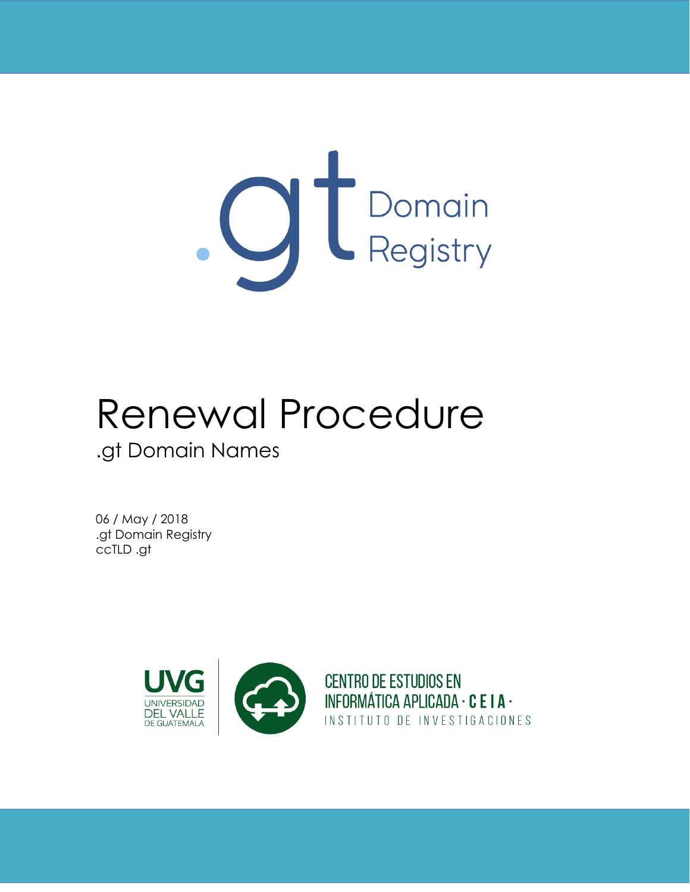.gt Domain Registry

# Renewal Procedure

## .gt Domain Names

06 / May / 2018
.gt Domain Registry
ccTLD .gt

UVG UNIVERSIDAD DEL VALLE DE GUATEMALA

CENTRO DE ESTUDIOS EN INFORMÁTICA APLICADA · CEIA ·
INSTITUTO DE INVESTIGACIONES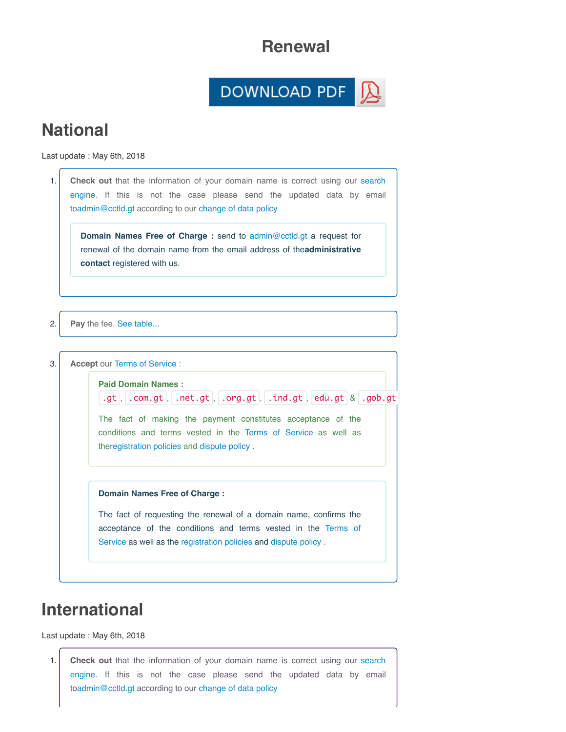# Renewal

DOWNLOAD PDF

## National

Last update : May 6th, 2018

1. **Check out** that the information of your domain name is correct using our search engine. If this is not the case please send the updated data by email toadmin@cctld.gt according to our change of data policy

   **Domain Names Free of Charge :** send to admin@cctld.gt a request for renewal of the domain name from the email address of the**administrative contact** registered with us.

2. **Pay** the fee. See table...

3. **Accept** our Terms of Service :

   **Paid Domain Names :**
   `.gt` , `.com.gt` , `.net.gt` , `.org.gt` , `.ind.gt` , `edu.gt` & `.gob.gt`

   The fact of making the payment constitutes acceptance of the conditions and terms vested in the Terms of Service as well as theregistration policies and dispute policy .

   **Domain Names Free of Charge :**

   The fact of requesting the renewal of a domain name, confirms the acceptance of the conditions and terms vested in the Terms of Service as well as the registration policies and dispute policy .

## International

Last update : May 6th, 2018

1. **Check out** that the information of your domain name is correct using our search engine. If this is not the case please send the updated data by email toadmin@cctld.gt according to our change of data policy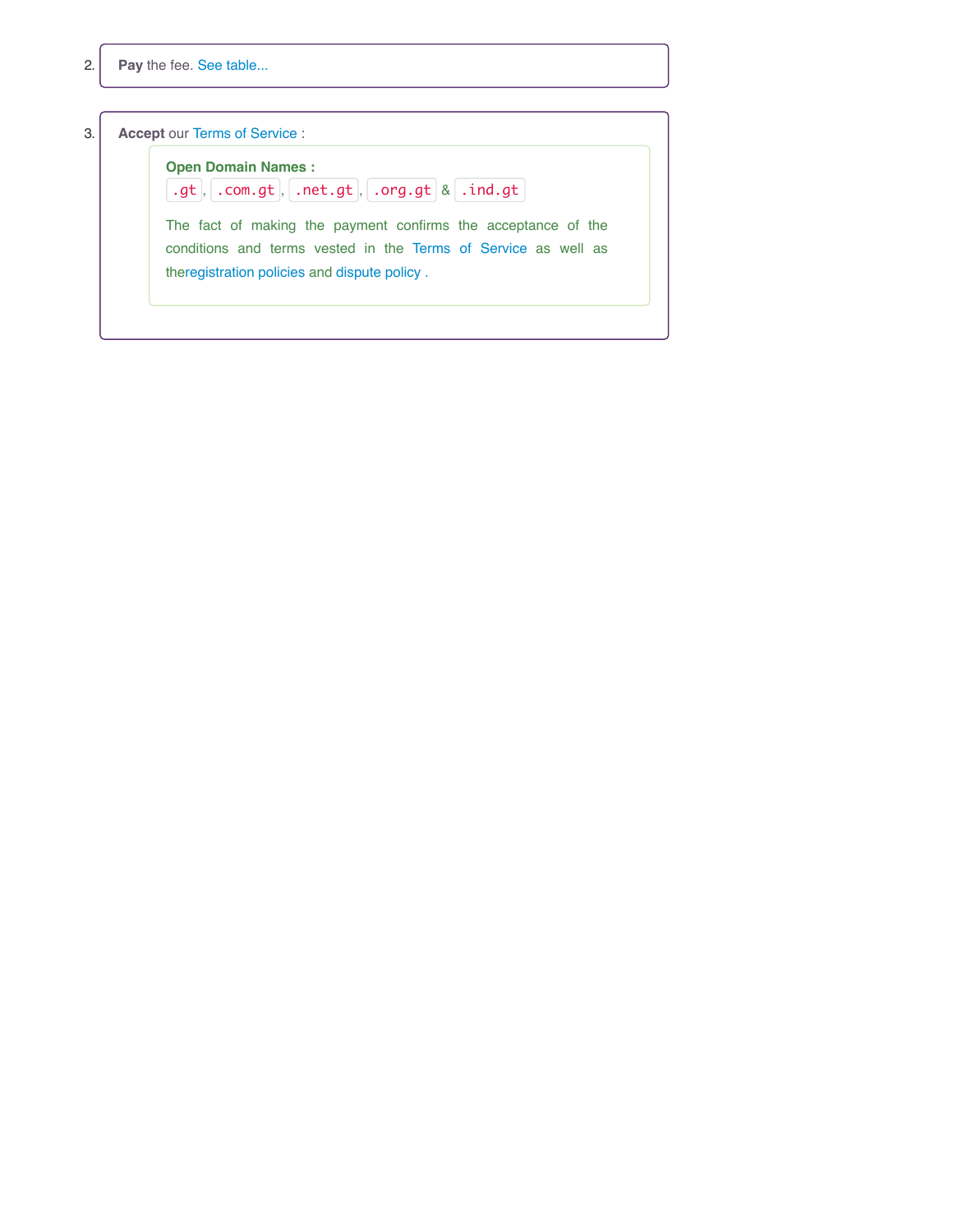2. **Pay** the fee. See table...

3. **Accept** our Terms of Service :

   **Open Domain Names :**
   `.gt`, `.com.gt`, `.net.gt`, `.org.gt` & `.ind.gt`

   The fact of making the payment confirms the acceptance of the conditions and terms vested in the Terms of Service as well as theregistration policies and dispute policy .